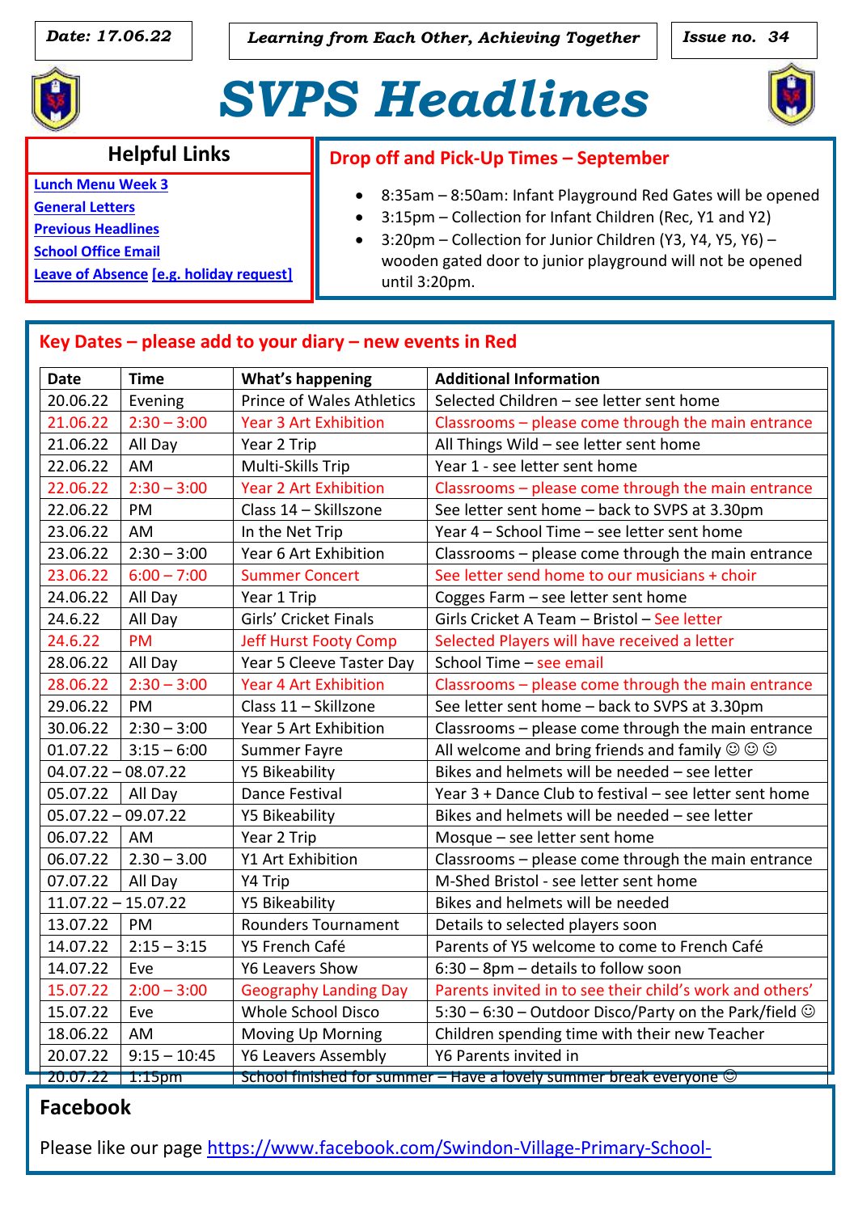**Date: 17.06.22** | ***Learning from Each Other, Achieving Together*** | **Issue no. 34**

# SVPS Headlines

## Helpful Links

- [Lunch Menu Week 3]
- [General Letters]
- [Previous Headlines]
- [School Office Email]
- [Leave of Absence [e.g. holiday request]]

## Drop off and Pick-Up Times – September

- 8:35am – 8:50am: Infant Playground Red Gates will be opened
- 3:15pm – Collection for Infant Children (Rec, Y1 and Y2)
- 3:20pm – Collection for Junior Children (Y3, Y4, Y5, Y6) – wooden gated door to junior playground will not be opened until 3:20pm.

## Key Dates – please add to your diary – new events in Red

| Date | Time | What's happening | Additional Information |
|---|---|---|---|
| 20.06.22 | Evening | Prince of Wales Athletics | Selected Children – see letter sent home |
| 21.06.22 | 2:30 – 3:00 | Year 3 Art Exhibition | Classrooms – please come through the main entrance |
| 21.06.22 | All Day | Year 2 Trip | All Things Wild – see letter sent home |
| 22.06.22 | AM | Multi-Skills Trip | Year 1 - see letter sent home |
| 22.06.22 | 2:30 – 3:00 | Year 2 Art Exhibition | Classrooms – please come through the main entrance |
| 22.06.22 | PM | Class 14 – Skillszone | See letter sent home – back to SVPS at 3.30pm |
| 23.06.22 | AM | In the Net Trip | Year 4 – School Time – see letter sent home |
| 23.06.22 | 2:30 – 3:00 | Year 6 Art Exhibition | Classrooms – please come through the main entrance |
| 23.06.22 | 6:00 – 7:00 | Summer Concert | See letter send home to our musicians + choir |
| 24.06.22 | All Day | Year 1 Trip | Cogges Farm – see letter sent home |
| 24.6.22 | All Day | Girls' Cricket Finals | Girls Cricket A Team – Bristol – See letter |
| 24.6.22 | PM | Jeff Hurst Footy Comp | Selected Players will have received a letter |
| 28.06.22 | All Day | Year 5 Cleeve Taster Day | School Time – see email |
| 28.06.22 | 2:30 – 3:00 | Year 4 Art Exhibition | Classrooms – please come through the main entrance |
| 29.06.22 | PM | Class 11 – Skillzone | See letter sent home – back to SVPS at 3.30pm |
| 30.06.22 | 2:30 – 3:00 | Year 5 Art Exhibition | Classrooms – please come through the main entrance |
| 01.07.22 | 3:15 – 6:00 | Summer Fayre | All welcome and bring friends and family ☺ ☺ ☺ |
| 04.07.22 – 08.07.22 | | Y5 Bikeability | Bikes and helmets will be needed – see letter |
| 05.07.22 | All Day | Dance Festival | Year 3 + Dance Club to festival – see letter sent home |
| 05.07.22 – 09.07.22 | | Y5 Bikeability | Bikes and helmets will be needed – see letter |
| 06.07.22 | AM | Year 2 Trip | Mosque – see letter sent home |
| 06.07.22 | 2.30 – 3.00 | Y1 Art Exhibition | Classrooms – please come through the main entrance |
| 07.07.22 | All Day | Y4 Trip | M-Shed Bristol - see letter sent home |
| 11.07.22 – 15.07.22 | | Y5 Bikeability | Bikes and helmets will be needed |
| 13.07.22 | PM | Rounders Tournament | Details to selected players soon |
| 14.07.22 | 2:15 – 3:15 | Y5 French Café | Parents of Y5 welcome to come to French Café |
| 14.07.22 | Eve | Y6 Leavers Show | 6:30 – 8pm – details to follow soon |
| 15.07.22 | 2:00 – 3:00 | Geography Landing Day | Parents invited in to see their child's work and others' |
| 15.07.22 | Eve | Whole School Disco | 5:30 – 6:30 – Outdoor Disco/Party on the Park/field ☺ |
| 18.06.22 | AM | Moving Up Morning | Children spending time with their new Teacher |
| 20.07.22 | 9:15 – 10:45 | Y6 Leavers Assembly | Y6 Parents invited in |
| 20.07.22 | 1:15pm | School finished for summer – Have a lovely summer break everyone ☺ | |

## Facebook

Please like our page https://www.facebook.com/Swindon-Village-Primary-School-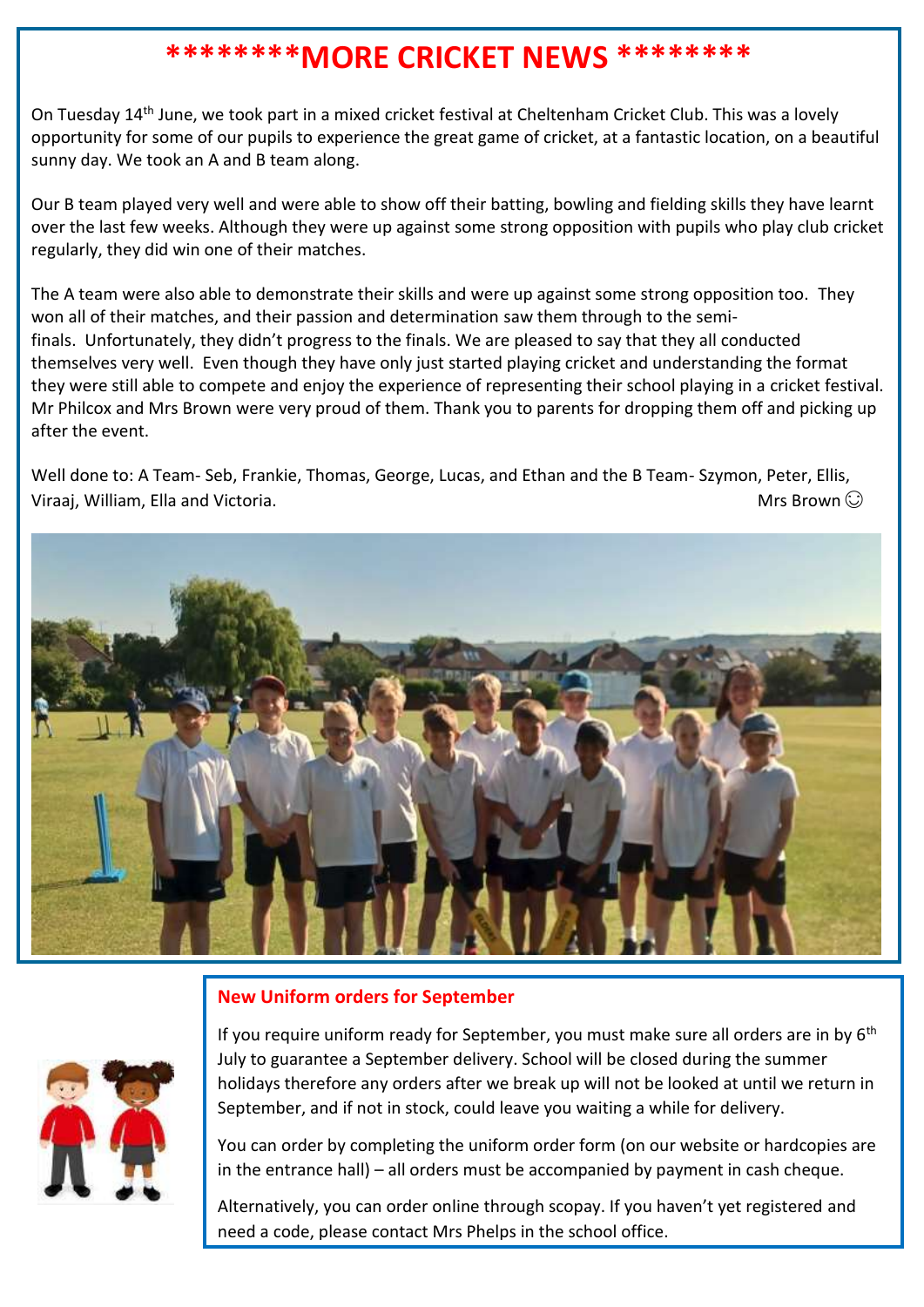# ********MORE CRICKET NEWS ********

On Tuesday 14th June, we took part in a mixed cricket festival at Cheltenham Cricket Club. This was a lovely opportunity for some of our pupils to experience the great game of cricket, at a fantastic location, on a beautiful sunny day. We took an A and B team along.

Our B team played very well and were able to show off their batting, bowling and fielding skills they have learnt over the last few weeks. Although they were up against some strong opposition with pupils who play club cricket regularly, they did win one of their matches.

The A team were also able to demonstrate their skills and were up against some strong opposition too. They won all of their matches, and their passion and determination saw them through to the semi-finals. Unfortunately, they didn't progress to the finals. We are pleased to say that they all conducted themselves very well. Even though they have only just started playing cricket and understanding the format they were still able to compete and enjoy the experience of representing their school playing in a cricket festival. Mr Philcox and Mrs Brown were very proud of them. Thank you to parents for dropping them off and picking up after the event.

Well done to: A Team- Seb, Frankie, Thomas, George, Lucas, and Ethan and the B Team- Szymon, Peter, Ellis, Viraaj, William, Ella and Victoria.

Mrs Brown ☺

## New Uniform orders for September

If you require uniform ready for September, you must make sure all orders are in by 6th July to guarantee a September delivery. School will be closed during the summer holidays therefore any orders after we break up will not be looked at until we return in September, and if not in stock, could leave you waiting a while for delivery.

You can order by completing the uniform order form (on our website or hardcopies are in the entrance hall) – all orders must be accompanied by payment in cash cheque.

Alternatively, you can order online through scopay. If you haven't yet registered and need a code, please contact Mrs Phelps in the school office.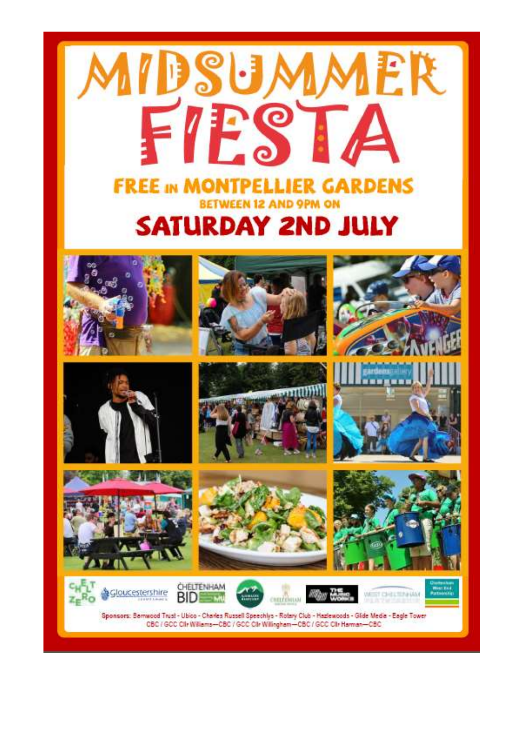# MIDSUMMER FIESTA

## FREE IN MONTPELLIER GARDENS

BETWEEN 12 AND 9PM ON

## SATURDAY 2ND JULY

Sponsors: Bernwood Trust - Ubico - Charles Russell Speechlys - Rotary Club - Hazlewoods - Glide Media - Eagle Tower
CBC / GCC Cllr Williams—CBC / GCC Cllr Willingham—CBC / GCC Cllr Harman—CBC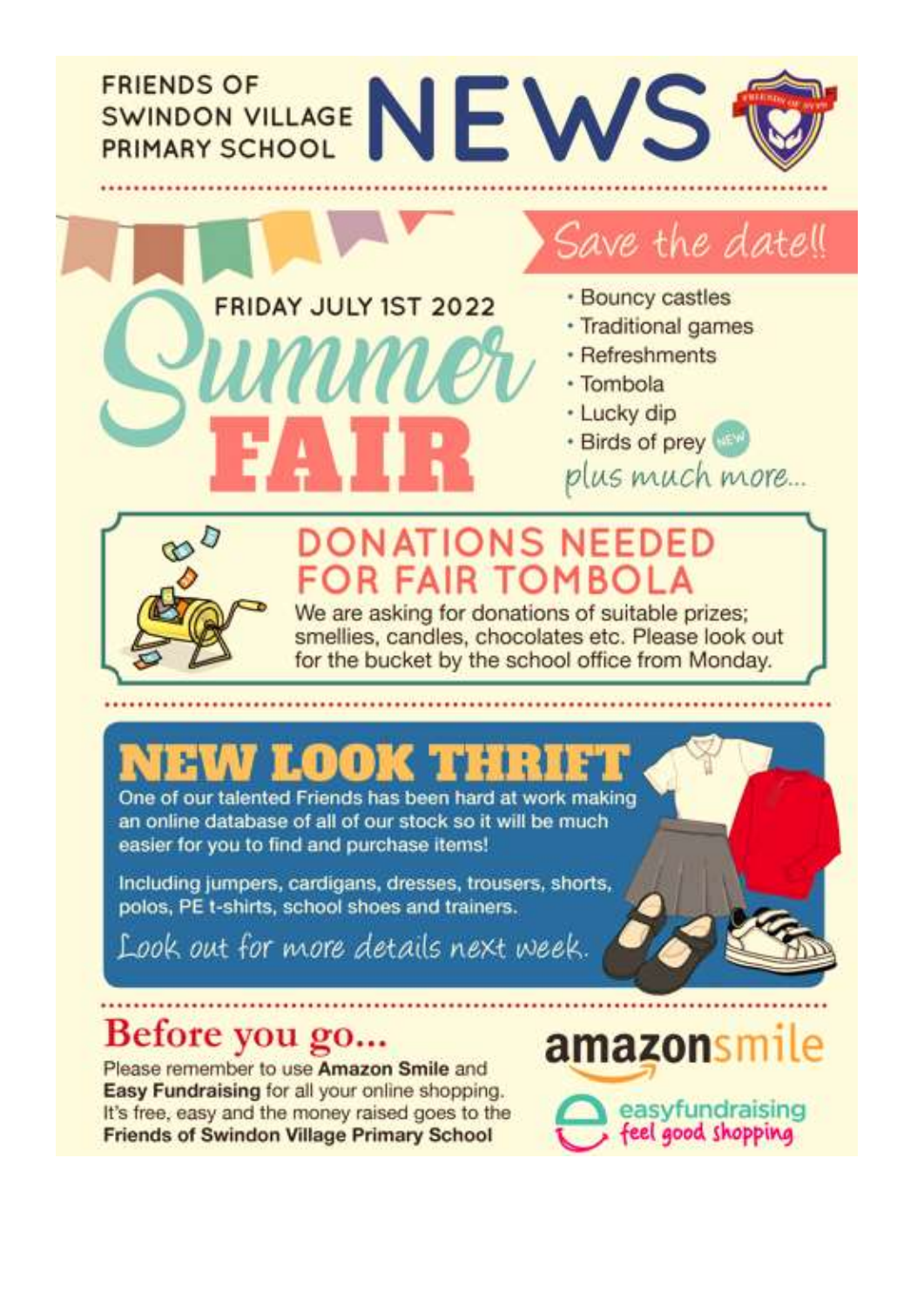FRIENDS OF SWINDON VILLAGE PRIMARY SCHOOL

# NEWS

## Save the date!!

FRIDAY JULY 1ST 2022

# Summer FAIR

- Bouncy castles
- Traditional games
- Refreshments
- Tombola
- Lucky dip
- Birds of prey NEW

plus much more...

## DONATIONS NEEDED FOR FAIR TOMBOLA

We are asking for donations of suitable prizes; smellies, candles, chocolates etc. Please look out for the bucket by the school office from Monday.

## NEW LOOK THRIFT

One of our talented Friends has been hard at work making an online database of all of our stock so it will be much easier for you to find and purchase items!

Including jumpers, cardigans, dresses, trousers, shorts, polos, PE t-shirts, school shoes and trainers.

*Look out for more details next week.*

## Before you go...

Please remember to use **Amazon Smile** and **Easy Fundraising** for all your online shopping. It's free, easy and the money raised goes to the **Friends of Swindon Village Primary School**

amazonsmile

easyfundraising feel good shopping